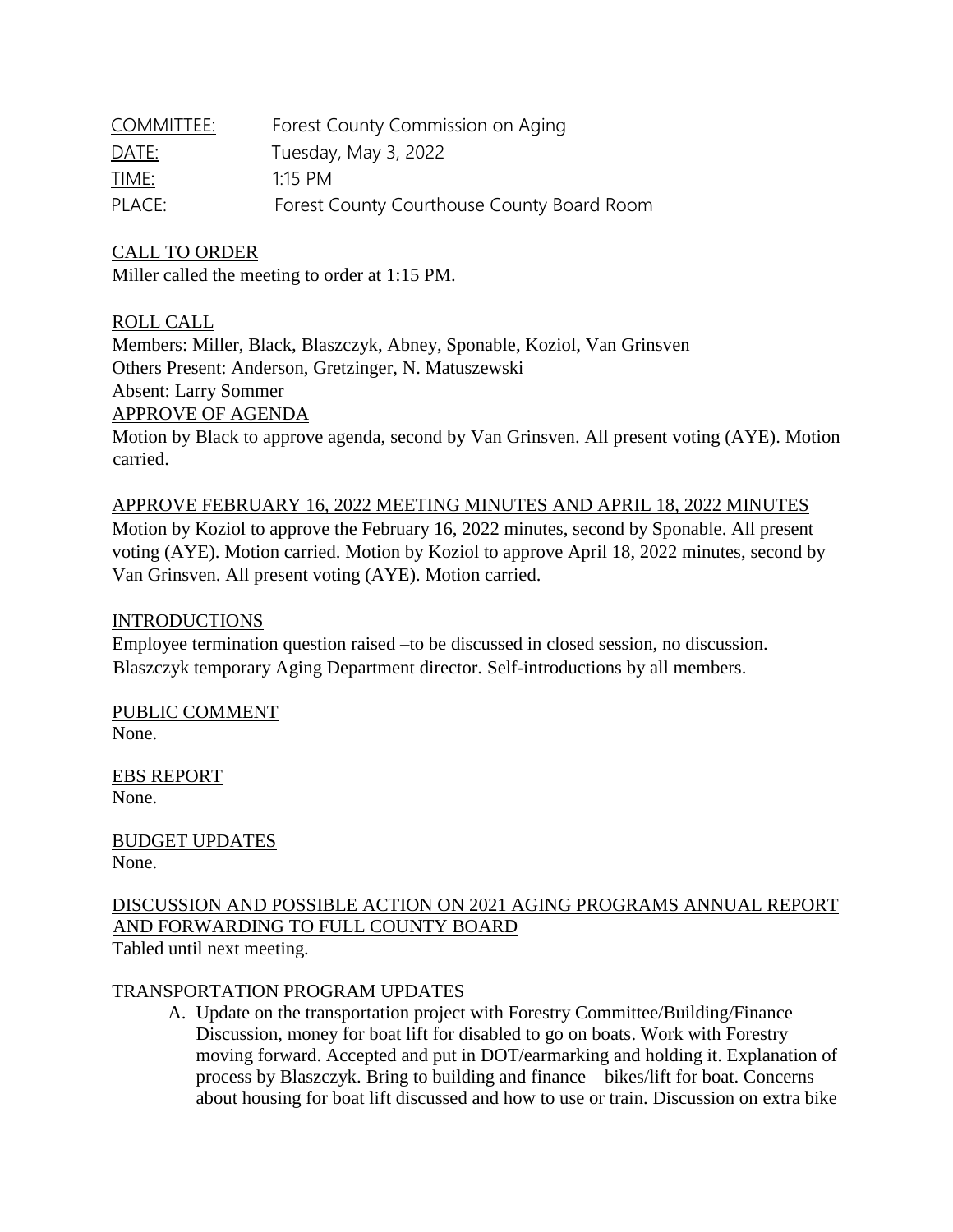COMMITTEE: Forest County Commission on Aging
DATE: Tuesday, May 3, 2022
TIME: 1:15 PM
PLACE: Forest County Courthouse County Board Room

CALL TO ORDER

Miller called the meeting to order at 1:15 PM.

ROLL CALL

Members: Miller, Black, Blaszczyk, Abney, Sponable, Koziol, Van Grinsven
Others Present: Anderson, Gretzinger, N. Matuszewski
Absent: Larry Sommer

APPROVE OF AGENDA

Motion by Black to approve agenda, second by Van Grinsven. All present voting (AYE). Motion carried.

APPROVE FEBRUARY 16, 2022 MEETING MINUTES AND APRIL 18, 2022 MINUTES

Motion by Koziol to approve the February 16, 2022 minutes, second by Sponable. All present voting (AYE). Motion carried. Motion by Koziol to approve April 18, 2022 minutes, second by Van Grinsven. All present voting (AYE). Motion carried.

INTRODUCTIONS

Employee termination question raised –to be discussed in closed session, no discussion. Blaszczyk temporary Aging Department director. Self-introductions by all members.

PUBLIC COMMENT

None.

EBS REPORT

None.

BUDGET UPDATES

None.

DISCUSSION AND POSSIBLE ACTION ON 2021 AGING PROGRAMS ANNUAL REPORT AND FORWARDING TO FULL COUNTY BOARD

Tabled until next meeting.

TRANSPORTATION PROGRAM UPDATES

A. Update on the transportation project with Forestry Committee/Building/Finance Discussion, money for boat lift for disabled to go on boats. Work with Forestry moving forward. Accepted and put in DOT/earmarking and holding it. Explanation of process by Blaszczyk. Bring to building and finance – bikes/lift for boat. Concerns about housing for boat lift discussed and how to use or train. Discussion on extra bike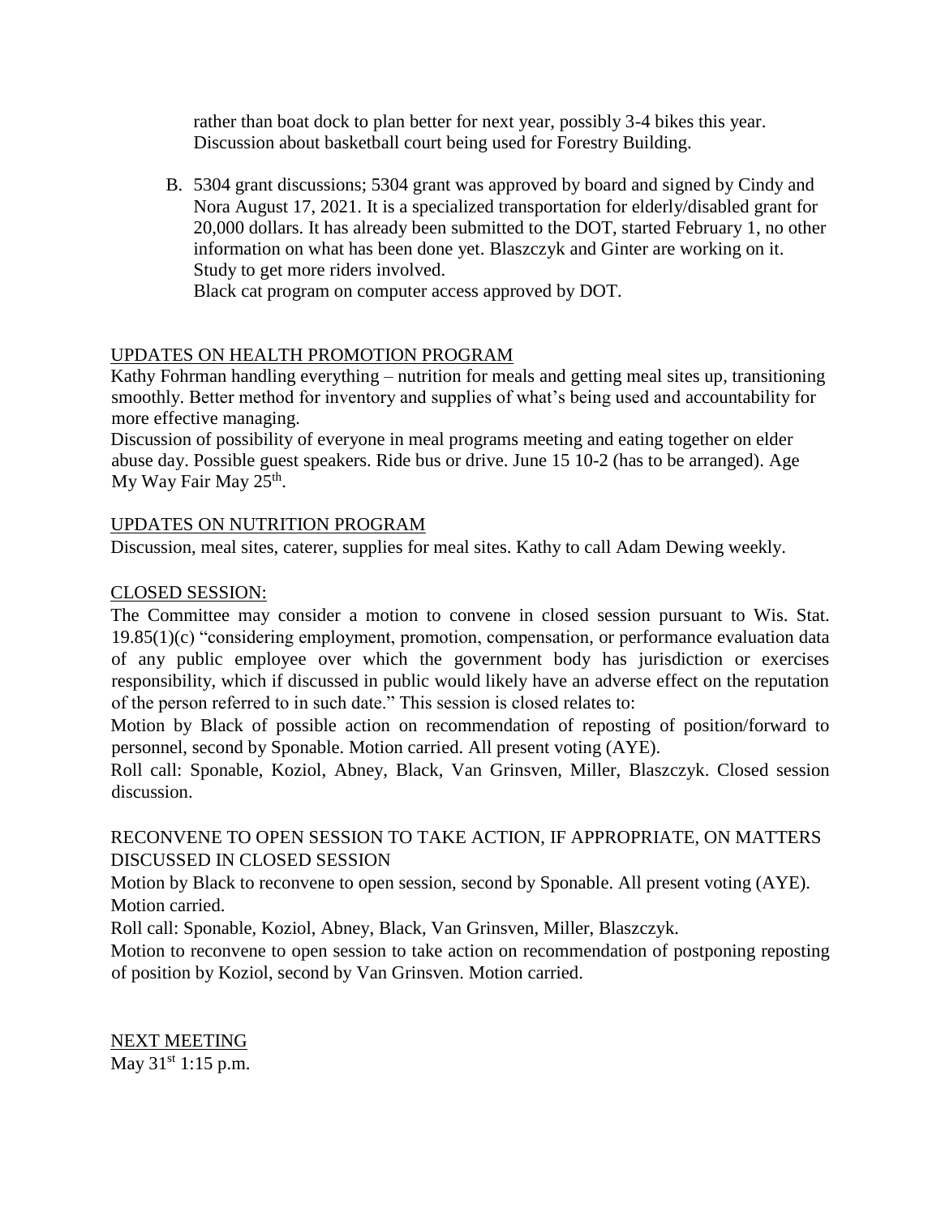rather than boat dock to plan better for next year, possibly 3-4 bikes this year. Discussion about basketball court being used for Forestry Building.

B. 5304 grant discussions; 5304 grant was approved by board and signed by Cindy and Nora August 17, 2021. It is a specialized transportation for elderly/disabled grant for 20,000 dollars. It has already been submitted to the DOT, started February 1, no other information on what has been done yet. Blaszczyk and Ginter are working on it. Study to get more riders involved.
   Black cat program on computer access approved by DOT.

UPDATES ON HEALTH PROMOTION PROGRAM

Kathy Fohrman handling everything – nutrition for meals and getting meal sites up, transitioning smoothly. Better method for inventory and supplies of what's being used and accountability for more effective managing.

Discussion of possibility of everyone in meal programs meeting and eating together on elder abuse day. Possible guest speakers. Ride bus or drive. June 15 10-2 (has to be arranged). Age My Way Fair May 25th.

UPDATES ON NUTRITION PROGRAM

Discussion, meal sites, caterer, supplies for meal sites. Kathy to call Adam Dewing weekly.

CLOSED SESSION:

The Committee may consider a motion to convene in closed session pursuant to Wis. Stat. 19.85(1)(c) "considering employment, promotion, compensation, or performance evaluation data of any public employee over which the government body has jurisdiction or exercises responsibility, which if discussed in public would likely have an adverse effect on the reputation of the person referred to in such date." This session is closed relates to:

Motion by Black of possible action on recommendation of reposting of position/forward to personnel, second by Sponable. Motion carried. All present voting (AYE).

Roll call: Sponable, Koziol, Abney, Black, Van Grinsven, Miller, Blaszczyk. Closed session discussion.

RECONVENE TO OPEN SESSION TO TAKE ACTION, IF APPROPRIATE, ON MATTERS DISCUSSED IN CLOSED SESSION

Motion by Black to reconvene to open session, second by Sponable. All present voting (AYE). Motion carried.

Roll call: Sponable, Koziol, Abney, Black, Van Grinsven, Miller, Blaszczyk.

Motion to reconvene to open session to take action on recommendation of postponing reposting of position by Koziol, second by Van Grinsven. Motion carried.

NEXT MEETING

May 31st 1:15 p.m.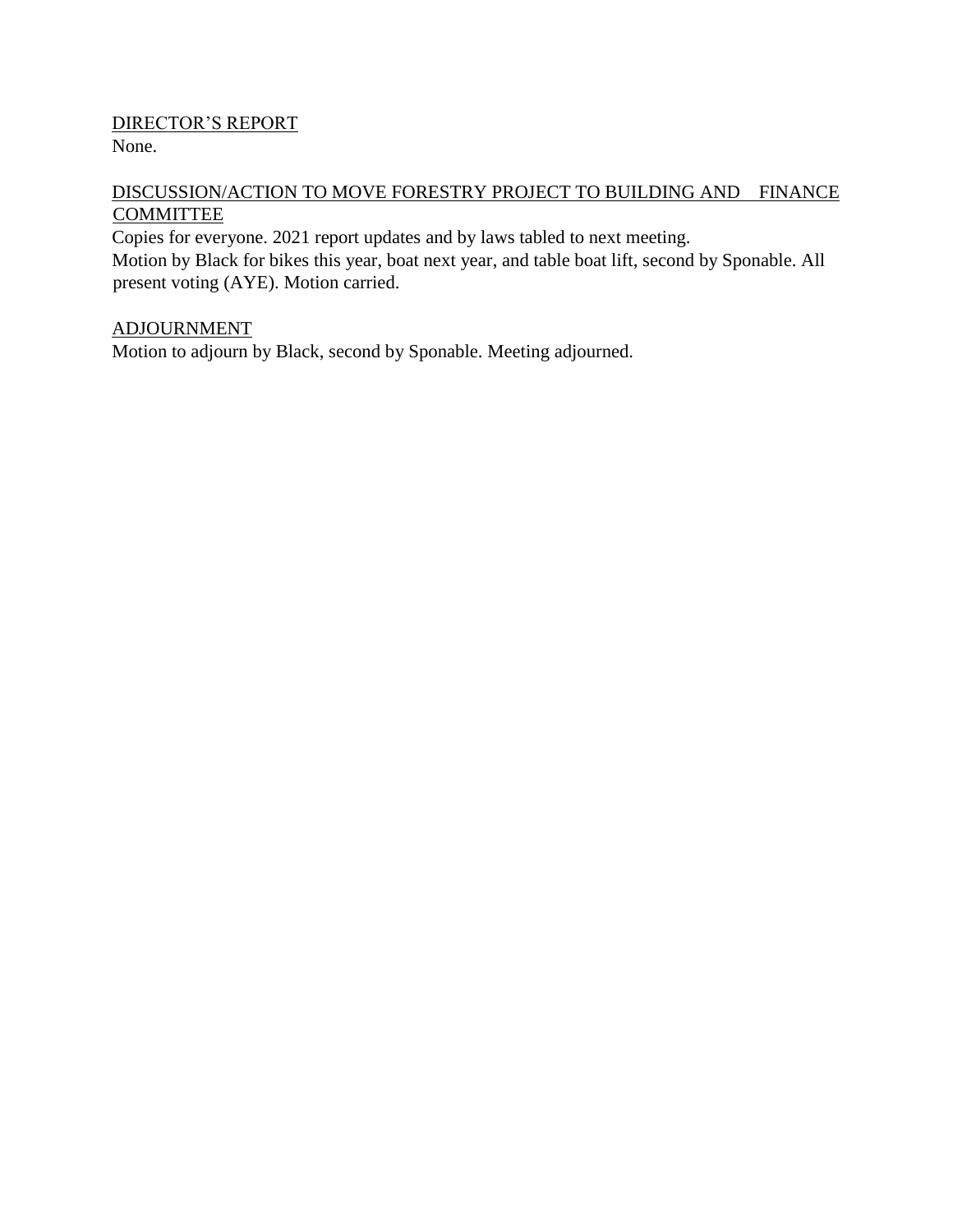DIRECTOR'S REPORT

None.

DISCUSSION/ACTION TO MOVE FORESTRY PROJECT TO BUILDING AND FINANCE COMMITTEE

Copies for everyone. 2021 report updates and by laws tabled to next meeting.
Motion by Black for bikes this year, boat next year, and table boat lift, second by Sponable. All present voting (AYE). Motion carried.

ADJOURNMENT

Motion to adjourn by Black, second by Sponable. Meeting adjourned.